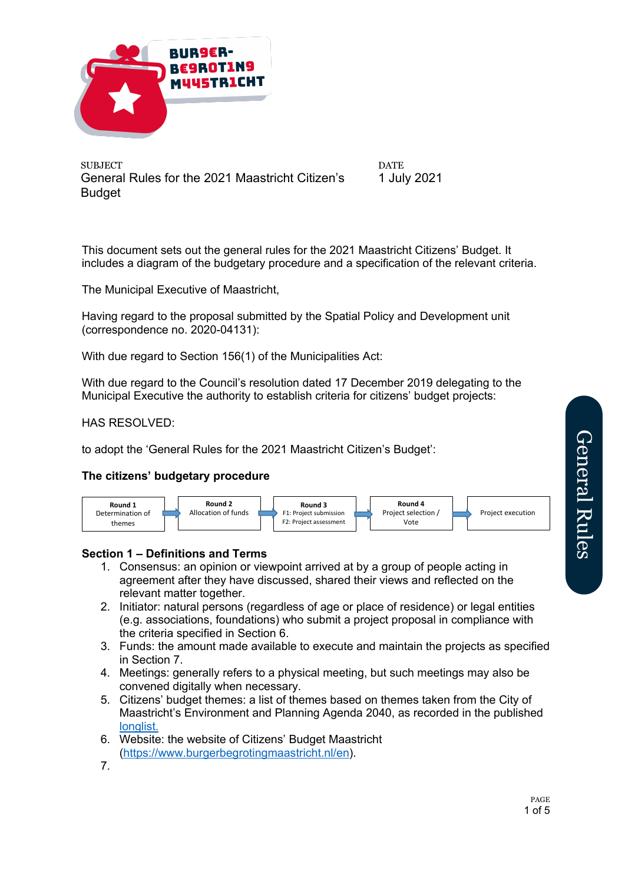SUBJECT
General Rules for the 2021 Maastricht Citizen's Budget

DATE
1 July 2021

This document sets out the general rules for the 2021 Maastricht Citizens' Budget. It includes a diagram of the budgetary procedure and a specification of the relevant criteria.

The Municipal Executive of Maastricht,

Having regard to the proposal submitted by the Spatial Policy and Development unit (correspondence no. 2020-04131):

With due regard to Section 156(1) of the Municipalities Act:

With due regard to the Council's resolution dated 17 December 2019 delegating to the Municipal Executive the authority to establish criteria for citizens' budget projects:

HAS RESOLVED:

to adopt the 'General Rules for the 2021 Maastricht Citizen's Budget':

**The citizens' budgetary procedure**

| Round 1 Determination of themes | → | Round 2 Allocation of funds | → | Round 3 F1: Project submission F2: Project assessment | → | Round 4 Project selection / Vote | → | Project execution |
|---|---|---|---|---|---|---|---|---|

## Section 1 – Definitions and Terms

1. Consensus: an opinion or viewpoint arrived at by a group of people acting in agreement after they have discussed, shared their views and reflected on the relevant matter together.
2. Initiator: natural persons (regardless of age or place of residence) or legal entities (e.g. associations, foundations) who submit a project proposal in compliance with the criteria specified in Section 6.
3. Funds: the amount made available to execute and maintain the projects as specified in Section 7.
4. Meetings: generally refers to a physical meeting, but such meetings may also be convened digitally when necessary.
5. Citizens' budget themes: a list of themes based on themes taken from the City of Maastricht's Environment and Planning Agenda 2040, as recorded in the published [longlist.](longlist.)
6. Website: the website of Citizens' Budget Maastricht ([https://www.burgerbegrotingmaastricht.nl/en](https://www.burgerbegrotingmaastricht.nl/en)).
7.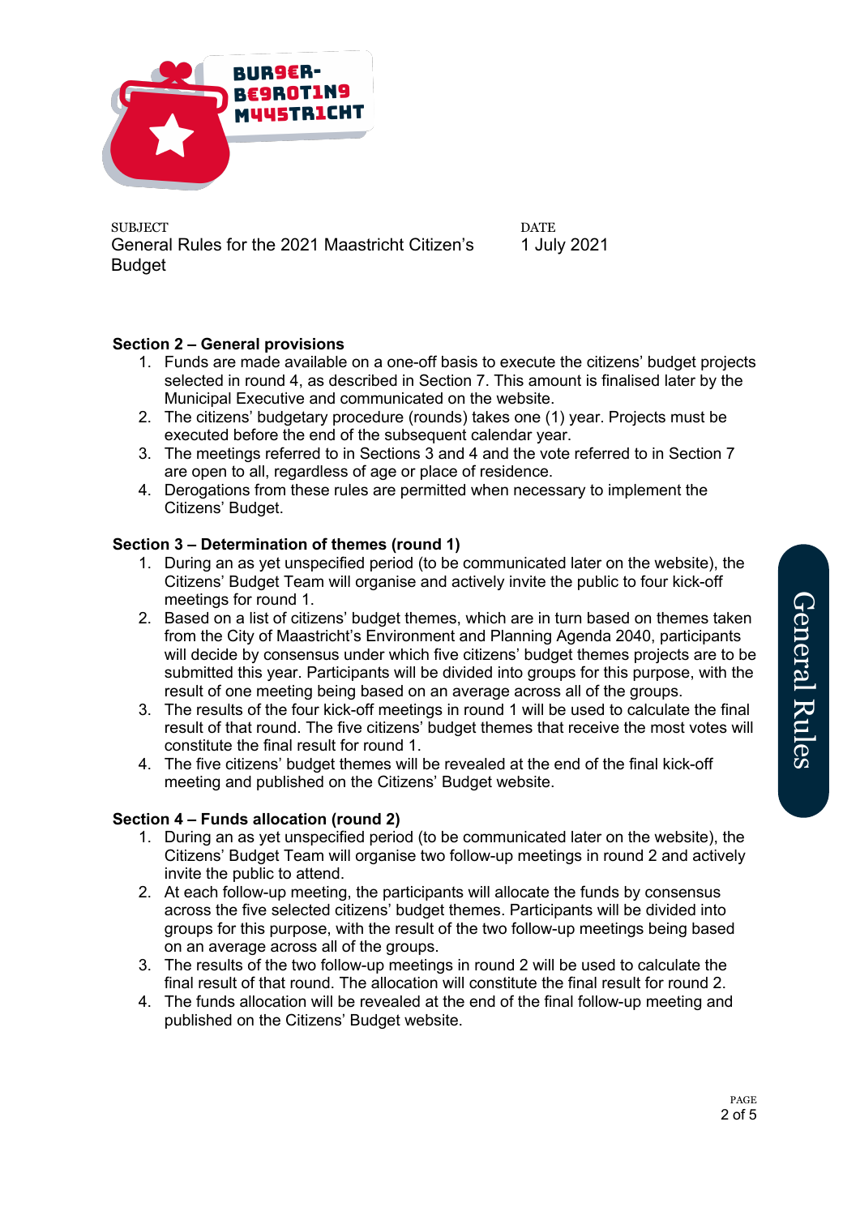SUBJECT
General Rules for the 2021 Maastricht Citizen's Budget

DATE
1 July 2021

**Section 2 – General provisions**

1. Funds are made available on a one-off basis to execute the citizens' budget projects selected in round 4, as described in Section 7. This amount is finalised later by the Municipal Executive and communicated on the website.
2. The citizens' budgetary procedure (rounds) takes one (1) year. Projects must be executed before the end of the subsequent calendar year.
3. The meetings referred to in Sections 3 and 4 and the vote referred to in Section 7 are open to all, regardless of age or place of residence.
4. Derogations from these rules are permitted when necessary to implement the Citizens' Budget.

**Section 3 – Determination of themes (round 1)**

1. During an as yet unspecified period (to be communicated later on the website), the Citizens' Budget Team will organise and actively invite the public to four kick-off meetings for round 1.
2. Based on a list of citizens' budget themes, which are in turn based on themes taken from the City of Maastricht's Environment and Planning Agenda 2040, participants will decide by consensus under which five citizens' budget themes projects are to be submitted this year. Participants will be divided into groups for this purpose, with the result of one meeting being based on an average across all of the groups.
3. The results of the four kick-off meetings in round 1 will be used to calculate the final result of that round. The five citizens' budget themes that receive the most votes will constitute the final result for round 1.
4. The five citizens' budget themes will be revealed at the end of the final kick-off meeting and published on the Citizens' Budget website.

**Section 4 – Funds allocation (round 2)**

1. During an as yet unspecified period (to be communicated later on the website), the Citizens' Budget Team will organise two follow-up meetings in round 2 and actively invite the public to attend.
2. At each follow-up meeting, the participants will allocate the funds by consensus across the five selected citizens' budget themes. Participants will be divided into groups for this purpose, with the result of the two follow-up meetings being based on an average across all of the groups.
3. The results of the two follow-up meetings in round 2 will be used to calculate the final result of that round. The allocation will constitute the final result for round 2.
4. The funds allocation will be revealed at the end of the final follow-up meeting and published on the Citizens' Budget website.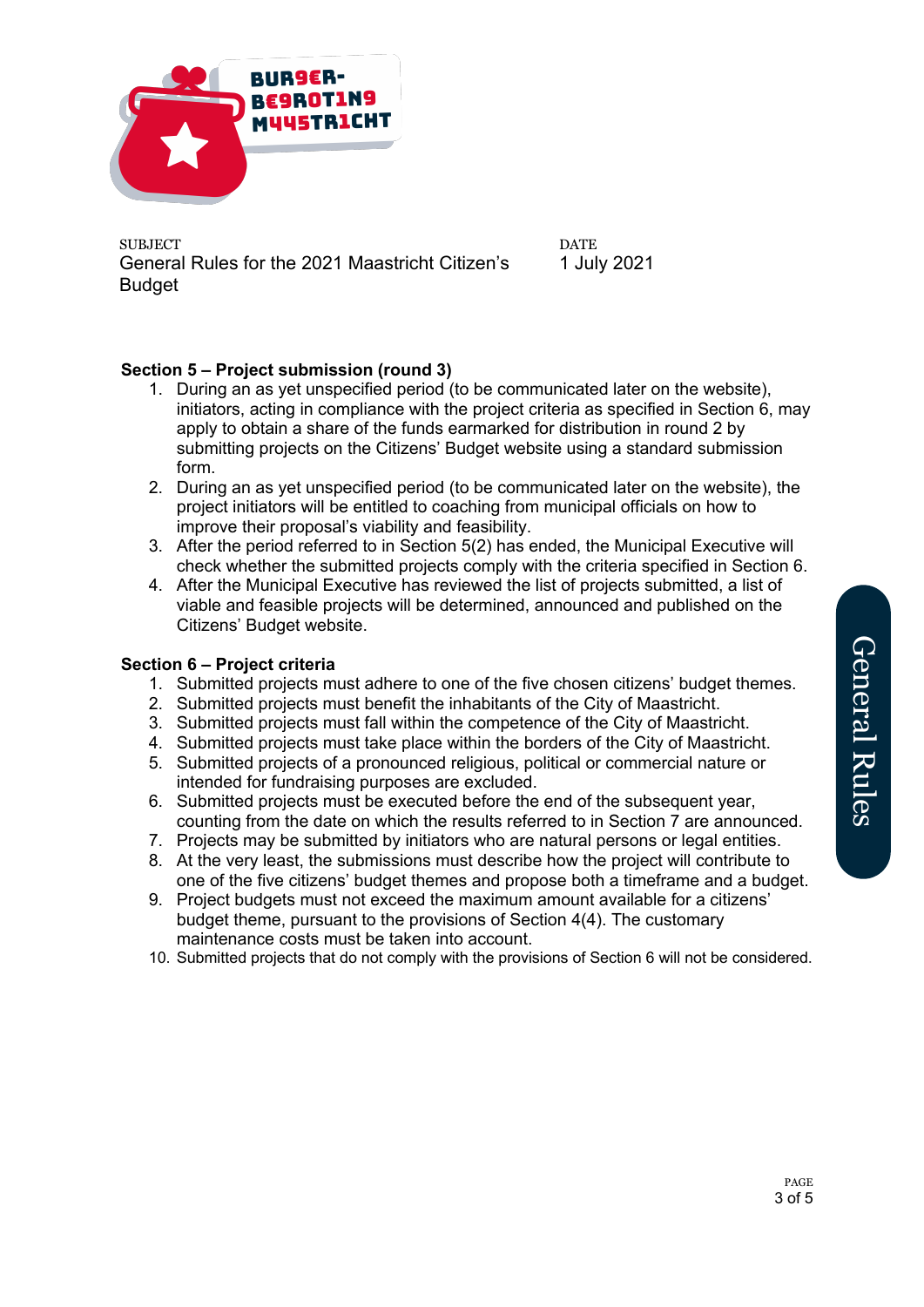SUBJECT
General Rules for the 2021 Maastricht Citizen's Budget

DATE
1 July 2021

**Section 5 – Project submission (round 3)**

1. During an as yet unspecified period (to be communicated later on the website), initiators, acting in compliance with the project criteria as specified in Section 6, may apply to obtain a share of the funds earmarked for distribution in round 2 by submitting projects on the Citizens' Budget website using a standard submission form.
2. During an as yet unspecified period (to be communicated later on the website), the project initiators will be entitled to coaching from municipal officials on how to improve their proposal's viability and feasibility.
3. After the period referred to in Section 5(2) has ended, the Municipal Executive will check whether the submitted projects comply with the criteria specified in Section 6.
4. After the Municipal Executive has reviewed the list of projects submitted, a list of viable and feasible projects will be determined, announced and published on the Citizens' Budget website.

**Section 6 – Project criteria**

1. Submitted projects must adhere to one of the five chosen citizens' budget themes.
2. Submitted projects must benefit the inhabitants of the City of Maastricht.
3. Submitted projects must fall within the competence of the City of Maastricht.
4. Submitted projects must take place within the borders of the City of Maastricht.
5. Submitted projects of a pronounced religious, political or commercial nature or intended for fundraising purposes are excluded.
6. Submitted projects must be executed before the end of the subsequent year, counting from the date on which the results referred to in Section 7 are announced.
7. Projects may be submitted by initiators who are natural persons or legal entities.
8. At the very least, the submissions must describe how the project will contribute to one of the five citizens' budget themes and propose both a timeframe and a budget.
9. Project budgets must not exceed the maximum amount available for a citizens' budget theme, pursuant to the provisions of Section 4(4). The customary maintenance costs must be taken into account.
10. Submitted projects that do not comply with the provisions of Section 6 will not be considered.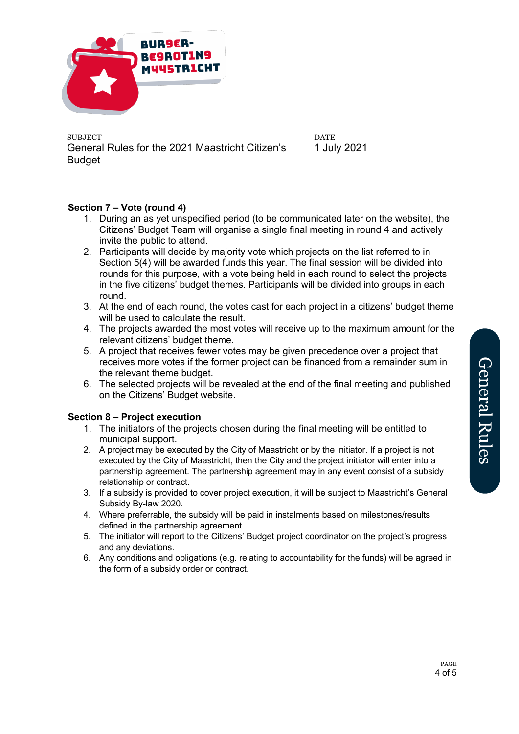## Section 7 – Vote (round 4)

1. During an as yet unspecified period (to be communicated later on the website), the Citizens' Budget Team will organise a single final meeting in round 4 and actively invite the public to attend.
2. Participants will decide by majority vote which projects on the list referred to in Section 5(4) will be awarded funds this year. The final session will be divided into rounds for this purpose, with a vote being held in each round to select the projects in the five citizens' budget themes. Participants will be divided into groups in each round.
3. At the end of each round, the votes cast for each project in a citizens' budget theme will be used to calculate the result.
4. The projects awarded the most votes will receive up to the maximum amount for the relevant citizens' budget theme.
5. A project that receives fewer votes may be given precedence over a project that receives more votes if the former project can be financed from a remainder sum in the relevant theme budget.
6. The selected projects will be revealed at the end of the final meeting and published on the Citizens' Budget website.

## Section 8 – Project execution

1. The initiators of the projects chosen during the final meeting will be entitled to municipal support.
2. A project may be executed by the City of Maastricht or by the initiator. If a project is not executed by the City of Maastricht, then the City and the project initiator will enter into a partnership agreement. The partnership agreement may in any event consist of a subsidy relationship or contract.
3. If a subsidy is provided to cover project execution, it will be subject to Maastricht's General Subsidy By-law 2020.
4. Where preferrable, the subsidy will be paid in instalments based on milestones/results defined in the partnership agreement.
5. The initiator will report to the Citizens' Budget project coordinator on the project's progress and any deviations.
6. Any conditions and obligations (e.g. relating to accountability for the funds) will be agreed in the form of a subsidy order or contract.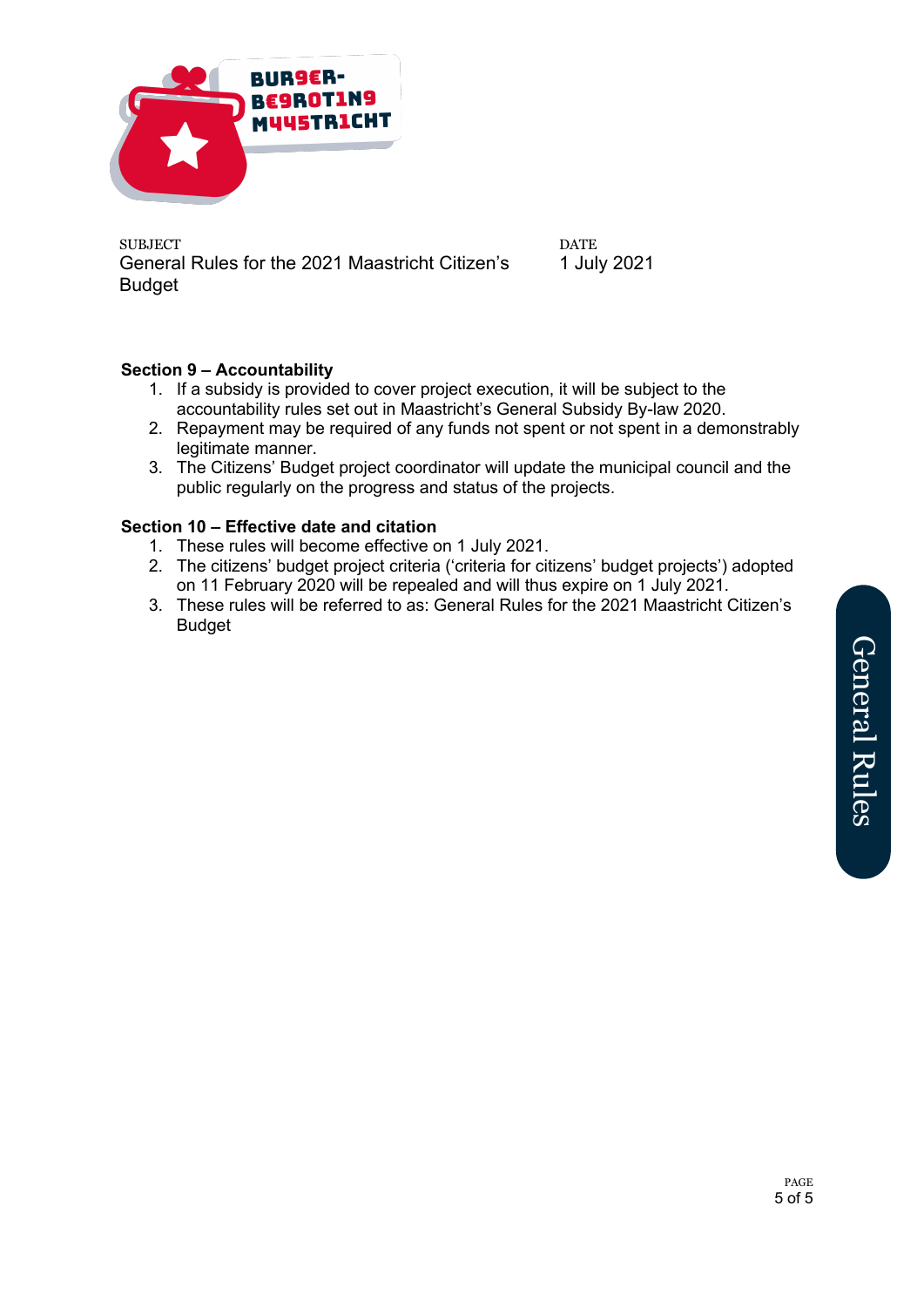SUBJECT
General Rules for the 2021 Maastricht Citizen's Budget

DATE
1 July 2021

**Section 9 – Accountability**

1. If a subsidy is provided to cover project execution, it will be subject to the accountability rules set out in Maastricht's General Subsidy By-law 2020.
2. Repayment may be required of any funds not spent or not spent in a demonstrably legitimate manner.
3. The Citizens' Budget project coordinator will update the municipal council and the public regularly on the progress and status of the projects.

**Section 10 – Effective date and citation**

1. These rules will become effective on 1 July 2021.
2. The citizens' budget project criteria ('criteria for citizens' budget projects') adopted on 11 February 2020 will be repealed and will thus expire on 1 July 2021.
3. These rules will be referred to as: General Rules for the 2021 Maastricht Citizen's Budget